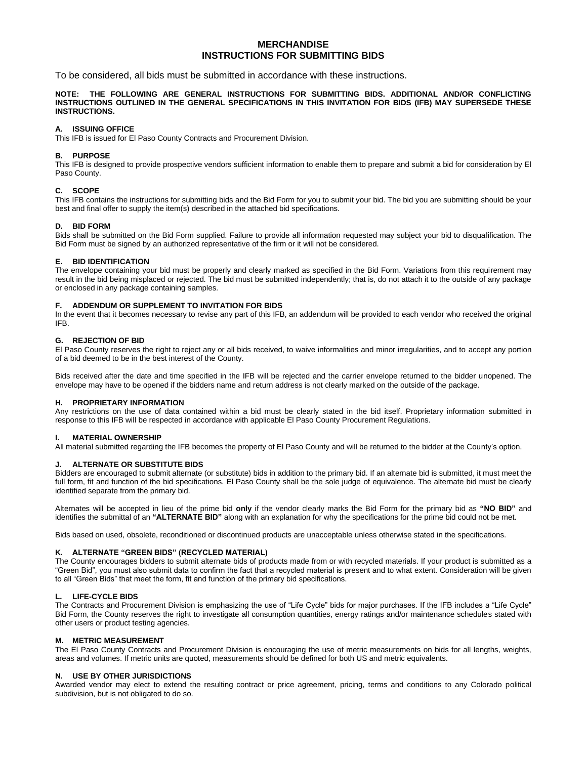# MERCHANDISE
# INSTRUCTIONS FOR SUBMITTING BIDS

To be considered, all bids must be submitted in accordance with these instructions.

**NOTE: THE FOLLOWING ARE GENERAL INSTRUCTIONS FOR SUBMITTING BIDS. ADDITIONAL AND/OR CONFLICTING INSTRUCTIONS OUTLINED IN THE GENERAL SPECIFICATIONS IN THIS INVITATION FOR BIDS (IFB) MAY SUPERSEDE THESE INSTRUCTIONS.**

### A. ISSUING OFFICE

This IFB is issued for El Paso County Contracts and Procurement Division.

### B. PURPOSE

This IFB is designed to provide prospective vendors sufficient information to enable them to prepare and submit a bid for consideration by El Paso County.

### C. SCOPE

This IFB contains the instructions for submitting bids and the Bid Form for you to submit your bid. The bid you are submitting should be your best and final offer to supply the item(s) described in the attached bid specifications.

### D. BID FORM

Bids shall be submitted on the Bid Form supplied. Failure to provide all information requested may subject your bid to disqualification. The Bid Form must be signed by an authorized representative of the firm or it will not be considered.

### E. BID IDENTIFICATION

The envelope containing your bid must be properly and clearly marked as specified in the Bid Form. Variations from this requirement may result in the bid being misplaced or rejected. The bid must be submitted independently; that is, do not attach it to the outside of any package or enclosed in any package containing samples.

### F. ADDENDUM OR SUPPLEMENT TO INVITATION FOR BIDS

In the event that it becomes necessary to revise any part of this IFB, an addendum will be provided to each vendor who received the original IFB.

### G. REJECTION OF BID

El Paso County reserves the right to reject any or all bids received, to waive informalities and minor irregularities, and to accept any portion of a bid deemed to be in the best interest of the County.

Bids received after the date and time specified in the IFB will be rejected and the carrier envelope returned to the bidder unopened. The envelope may have to be opened if the bidders name and return address is not clearly marked on the outside of the package.

### H. PROPRIETARY INFORMATION

Any restrictions on the use of data contained within a bid must be clearly stated in the bid itself. Proprietary information submitted in response to this IFB will be respected in accordance with applicable El Paso County Procurement Regulations.

### I. MATERIAL OWNERSHIP

All material submitted regarding the IFB becomes the property of El Paso County and will be returned to the bidder at the County's option.

### J. ALTERNATE OR SUBSTITUTE BIDS

Bidders are encouraged to submit alternate (or substitute) bids in addition to the primary bid. If an alternate bid is submitted, it must meet the full form, fit and function of the bid specifications. El Paso County shall be the sole judge of equivalence. The alternate bid must be clearly identified separate from the primary bid.

Alternates will be accepted in lieu of the prime bid **only** if the vendor clearly marks the Bid Form for the primary bid as **"NO BID"** and identifies the submittal of an **"ALTERNATE BID"** along with an explanation for why the specifications for the prime bid could not be met.

Bids based on used, obsolete, reconditioned or discontinued products are unacceptable unless otherwise stated in the specifications.

### K. ALTERNATE "GREEN BIDS" (RECYCLED MATERIAL)

The County encourages bidders to submit alternate bids of products made from or with recycled materials. If your product is submitted as a "Green Bid", you must also submit data to confirm the fact that a recycled material is present and to what extent. Consideration will be given to all "Green Bids" that meet the form, fit and function of the primary bid specifications.

### L. LIFE-CYCLE BIDS

The Contracts and Procurement Division is emphasizing the use of "Life Cycle" bids for major purchases. If the IFB includes a "Life Cycle" Bid Form, the County reserves the right to investigate all consumption quantities, energy ratings and/or maintenance schedules stated with other users or product testing agencies.

### M. METRIC MEASUREMENT

The El Paso County Contracts and Procurement Division is encouraging the use of metric measurements on bids for all lengths, weights, areas and volumes. If metric units are quoted, measurements should be defined for both US and metric equivalents.

### N. USE BY OTHER JURISDICTIONS

Awarded vendor may elect to extend the resulting contract or price agreement, pricing, terms and conditions to any Colorado political subdivision, but is not obligated to do so.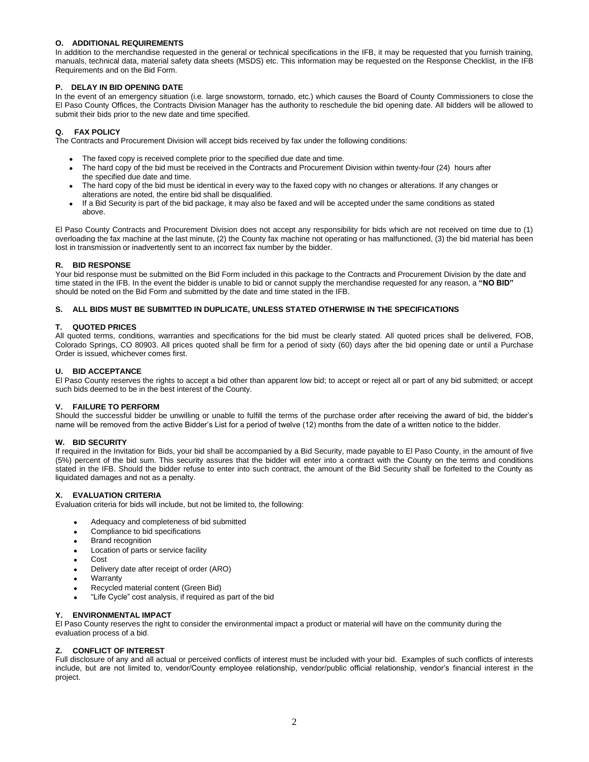### O. ADDITIONAL REQUIREMENTS

In addition to the merchandise requested in the general or technical specifications in the IFB, it may be requested that you furnish training, manuals, technical data, material safety data sheets (MSDS) etc. This information may be requested on the Response Checklist, in the IFB Requirements and on the Bid Form.

### P. DELAY IN BID OPENING DATE

In the event of an emergency situation (i.e. large snowstorm, tornado, etc.) which causes the Board of County Commissioners to close the El Paso County Offices, the Contracts Division Manager has the authority to reschedule the bid opening date. All bidders will be allowed to submit their bids prior to the new date and time specified.

### Q. FAX POLICY

The Contracts and Procurement Division will accept bids received by fax under the following conditions:

- The faxed copy is received complete prior to the specified due date and time.
- The hard copy of the bid must be received in the Contracts and Procurement Division within twenty-four (24) hours after the specified due date and time.
- The hard copy of the bid must be identical in every way to the faxed copy with no changes or alterations. If any changes or alterations are noted, the entire bid shall be disqualified.
- If a Bid Security is part of the bid package, it may also be faxed and will be accepted under the same conditions as stated above.

El Paso County Contracts and Procurement Division does not accept any responsibility for bids which are not received on time due to (1) overloading the fax machine at the last minute, (2) the County fax machine not operating or has malfunctioned, (3) the bid material has been lost in transmission or inadvertently sent to an incorrect fax number by the bidder.

### R. BID RESPONSE

Your bid response must be submitted on the Bid Form included in this package to the Contracts and Procurement Division by the date and time stated in the IFB. In the event the bidder is unable to bid or cannot supply the merchandise requested for any reason, a **"NO BID"** should be noted on the Bid Form and submitted by the date and time stated in the IFB.

### S. ALL BIDS MUST BE SUBMITTED IN DUPLICATE, UNLESS STATED OTHERWISE IN THE SPECIFICATIONS

### T. QUOTED PRICES

All quoted terms, conditions, warranties and specifications for the bid must be clearly stated. All quoted prices shall be delivered, FOB, Colorado Springs, CO 80903. All prices quoted shall be firm for a period of sixty (60) days after the bid opening date or until a Purchase Order is issued, whichever comes first.

### U. BID ACCEPTANCE

El Paso County reserves the rights to accept a bid other than apparent low bid; to accept or reject all or part of any bid submitted; or accept such bids deemed to be in the best interest of the County.

### V. FAILURE TO PERFORM

Should the successful bidder be unwilling or unable to fulfill the terms of the purchase order after receiving the award of bid, the bidder's name will be removed from the active Bidder's List for a period of twelve (12) months from the date of a written notice to the bidder.

### W. BID SECURITY

If required in the Invitation for Bids, your bid shall be accompanied by a Bid Security, made payable to El Paso County, in the amount of five (5%) percent of the bid sum. This security assures that the bidder will enter into a contract with the County on the terms and conditions stated in the IFB. Should the bidder refuse to enter into such contract, the amount of the Bid Security shall be forfeited to the County as liquidated damages and not as a penalty.

### X. EVALUATION CRITERIA

Evaluation criteria for bids will include, but not be limited to, the following:

- Adequacy and completeness of bid submitted
- Compliance to bid specifications
- Brand recognition
- Location of parts or service facility
- Cost
- Delivery date after receipt of order (ARO)
- Warranty
- Recycled material content (Green Bid)
- "Life Cycle" cost analysis, if required as part of the bid

### Y. ENVIRONMENTAL IMPACT

El Paso County reserves the right to consider the environmental impact a product or material will have on the community during the evaluation process of a bid.

### Z. CONFLICT OF INTEREST

Full disclosure of any and all actual or perceived conflicts of interest must be included with your bid. Examples of such conflicts of interests include, but are not limited to, vendor/County employee relationship, vendor/public official relationship, vendor's financial interest in the project.